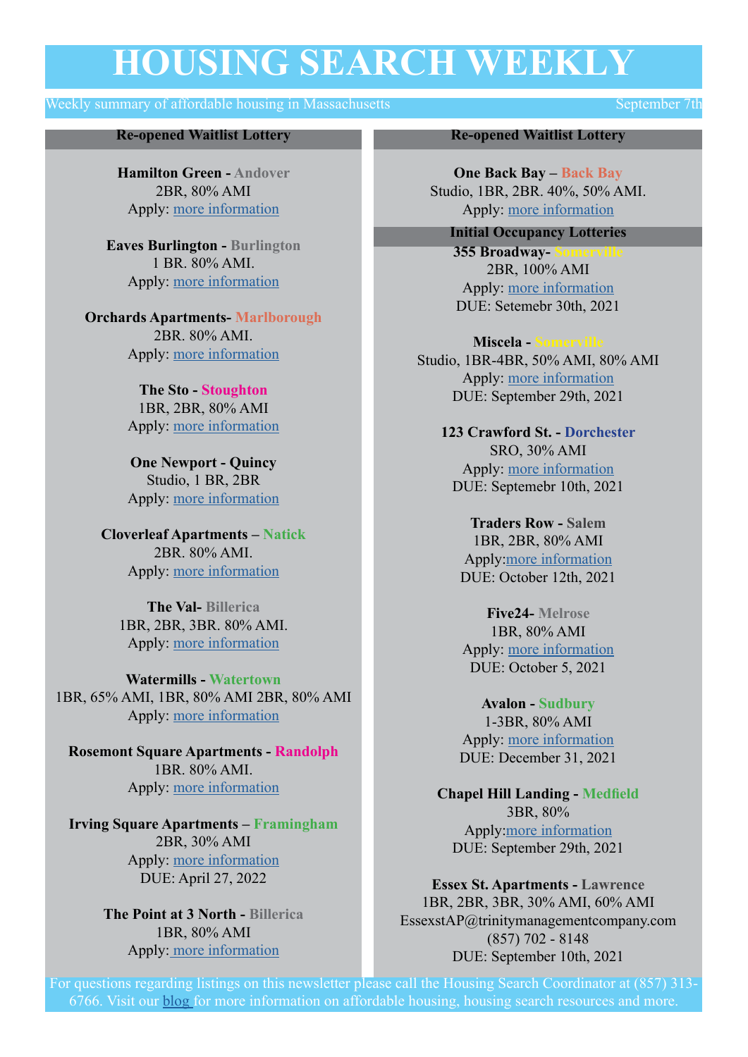# HOUSING SEARCH WEEKLY

Weekly summary of affordable housing in Massachusetts — September 7th

## Re-opened Waitlist Lottery

**Hamilton Green - Andover**
2BR, 80% AMI
Apply: more information

**Eaves Burlington - Burlington**
1 BR. 80% AMI.
Apply: more information

**Orchards Apartments- Marlborough**
2BR. 80% AMI.
Apply: more information

**The Sto - Stoughton**
1BR, 2BR, 80% AMI
Apply: more information

**One Newport - Quincy**
Studio, 1 BR, 2BR
Apply: more information

**Cloverleaf Apartments – Natick**
2BR. 80% AMI.
Apply: more information

**The Val- Billerica**
1BR, 2BR, 3BR. 80% AMI.
Apply: more information

**Watermills - Watertown**
1BR, 65% AMI, 1BR, 80% AMI 2BR, 80% AMI
Apply: more information

**Rosemont Square Apartments - Randolph**
1BR. 80% AMI.
Apply: more information

**Irving Square Apartments – Framingham**
2BR, 30% AMI
Apply: more information
DUE: April 27, 2022

**The Point at 3 North - Billerica**
1BR, 80% AMI
Apply: more information

## Re-opened Waitlist Lottery

**One Back Bay – Back Bay**
Studio, 1BR, 2BR. 40%, 50% AMI.
Apply: more information

## Initial Occupancy Lotteries

**355 Broadway- Somerville**
2BR, 100% AMI
Apply: more information
DUE: Setemebr 30th, 2021

**Miscela - Somerville**
Studio, 1BR-4BR, 50% AMI, 80% AMI
Apply: more information
DUE: September 29th, 2021

**123 Crawford St. - Dorchester**
SRO, 30% AMI
Apply: more information
DUE: Septemebr 10th, 2021

**Traders Row - Salem**
1BR, 2BR, 80% AMI
Apply:more information
DUE: October 12th, 2021

**Five24- Melrose**
1BR, 80% AMI
Apply: more information
DUE: October 5, 2021

**Avalon - Sudbury**
1-3BR, 80% AMI
Apply: more information
DUE: December 31, 2021

**Chapel Hill Landing - Medfield**
3BR, 80%
Apply:more information
DUE: September 29th, 2021

**Essex St. Apartments - Lawrence**
1BR, 2BR, 3BR, 30% AMI, 60% AMI
EssexstAP@trinitymanagementcompany.com
(857) 702 - 8148
DUE: September 10th, 2021

For questions regarding listings on this newsletter please call the Housing Search Coordinator at (857) 313-6766. Visit our blog for more information on affordable housing, housing search resources and more.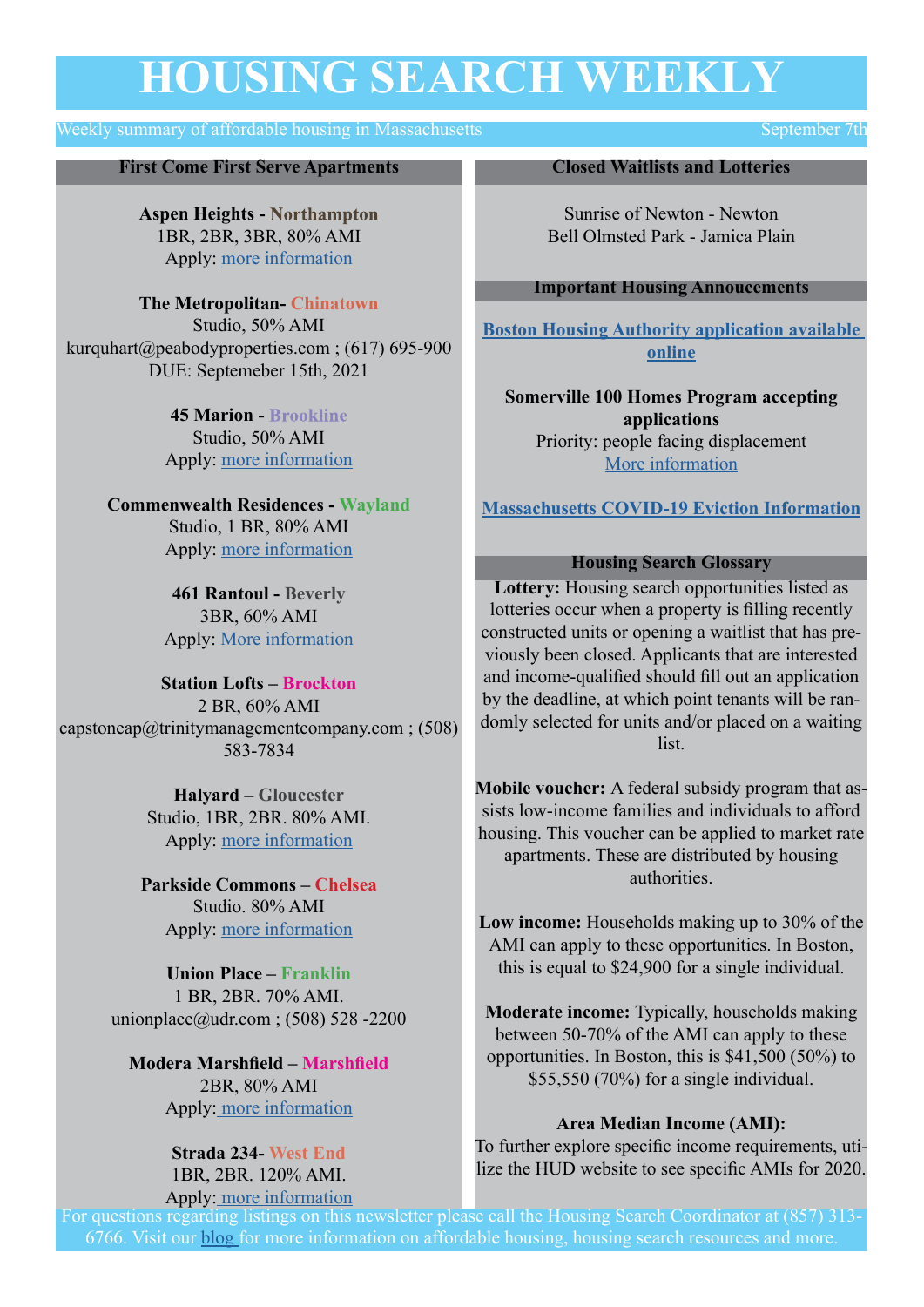# HOUSING SEARCH WEEKLY

Weekly summary of affordable housing in Massachusetts

September 7th

## First Come First Serve Apartments

**Aspen Heights - Northampton**
1BR, 2BR, 3BR, 80% AMI
Apply: more information

**The Metropolitan- Chinatown**
Studio, 50% AMI
kurquhart@peabodyproperties.com ; (617) 695-900
DUE: Septemeber 15th, 2021

**45 Marion - Brookline**
Studio, 50% AMI
Apply: more information

**Commenwealth Residences - Wayland**
Studio, 1 BR, 80% AMI
Apply: more information

**461 Rantoul - Beverly**
3BR, 60% AMI
Apply: More information

**Station Lofts – Brockton**
2 BR, 60% AMI
capstoneap@trinitymanagementcompany.com ; (508) 583-7834

**Halyard – Gloucester**
Studio, 1BR, 2BR. 80% AMI.
Apply: more information

**Parkside Commons – Chelsea**
Studio. 80% AMI
Apply: more information

**Union Place – Franklin**
1 BR, 2BR. 70% AMI.
unionplace@udr.com ; (508) 528 -2200

**Modera Marshfield – Marshfield**
2BR, 80% AMI
Apply: more information

**Strada 234- West End**
1BR, 2BR. 120% AMI.
Apply: more information

## Closed Waitlists and Lotteries

Sunrise of Newton - Newton
Bell Olmsted Park - Jamica Plain

## Important Housing Annoucements

**Boston Housing Authority application available online**

**Somerville 100 Homes Program accepting applications**
Priority: people facing displacement
More information

**Massachusetts COVID-19 Eviction Information**

## Housing Search Glossary

**Lottery:** Housing search opportunities listed as lotteries occur when a property is filling recently constructed units or opening a waitlist that has previously been closed. Applicants that are interested and income-qualified should fill out an application by the deadline, at which point tenants will be randomly selected for units and/or placed on a waiting list.

**Mobile voucher:** A federal subsidy program that assists low-income families and individuals to afford housing. This voucher can be applied to market rate apartments. These are distributed by housing authorities.

**Low income:** Households making up to 30% of the AMI can apply to these opportunities. In Boston, this is equal to $24,900 for a single individual.

**Moderate income:** Typically, households making between 50-70% of the AMI can apply to these opportunities. In Boston, this is $41,500 (50%) to $55,550 (70%) for a single individual.

**Area Median Income (AMI):**
To further explore specific income requirements, utilize the HUD website to see specific AMIs for 2020.

For questions regarding listings on this newsletter please call the Housing Search Coordinator at (857) 313-6766. Visit our blog for more information on affordable housing, housing search resources and more.